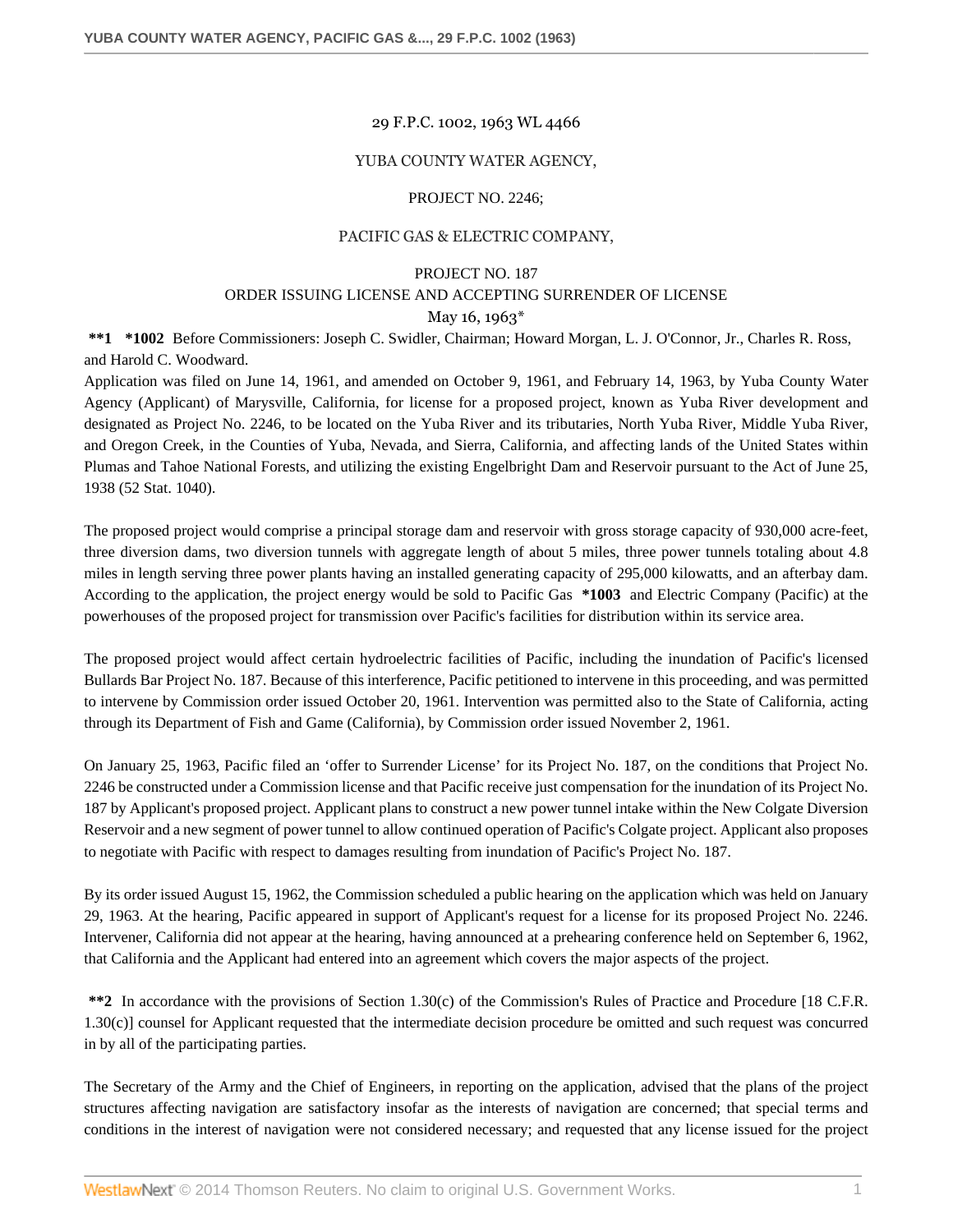29 F.P.C. 1002, 1963 WL 4466

YUBA COUNTY WATER AGENCY,

PROJECT NO. 2246;

PACIFIC GAS & ELECTRIC COMPANY,

PROJECT NO. 187

ORDER ISSUING LICENSE AND ACCEPTING SURRENDER OF LICENSE

May 16, 1963*

**\*\*1 \*1002** Before Commissioners: Joseph C. Swidler, Chairman; Howard Morgan, L. J. O'Connor, Jr., Charles R. Ross, and Harold C. Woodward.

Application was filed on June 14, 1961, and amended on October 9, 1961, and February 14, 1963, by Yuba County Water Agency (Applicant) of Marysville, California, for license for a proposed project, known as Yuba River development and designated as Project No. 2246, to be located on the Yuba River and its tributaries, North Yuba River, Middle Yuba River, and Oregon Creek, in the Counties of Yuba, Nevada, and Sierra, California, and affecting lands of the United States within Plumas and Tahoe National Forests, and utilizing the existing Engelbright Dam and Reservoir pursuant to the Act of June 25, 1938 (52 Stat. 1040).

The proposed project would comprise a principal storage dam and reservoir with gross storage capacity of 930,000 acre-feet, three diversion dams, two diversion tunnels with aggregate length of about 5 miles, three power tunnels totaling about 4.8 miles in length serving three power plants having an installed generating capacity of 295,000 kilowatts, and an afterbay dam. According to the application, the project energy would be sold to Pacific Gas **\*1003** and Electric Company (Pacific) at the powerhouses of the proposed project for transmission over Pacific's facilities for distribution within its service area.

The proposed project would affect certain hydroelectric facilities of Pacific, including the inundation of Pacific's licensed Bullards Bar Project No. 187. Because of this interference, Pacific petitioned to intervene in this proceeding, and was permitted to intervene by Commission order issued October 20, 1961. Intervention was permitted also to the State of California, acting through its Department of Fish and Game (California), by Commission order issued November 2, 1961.

On January 25, 1963, Pacific filed an 'offer to Surrender License' for its Project No. 187, on the conditions that Project No. 2246 be constructed under a Commission license and that Pacific receive just compensation for the inundation of its Project No. 187 by Applicant's proposed project. Applicant plans to construct a new power tunnel intake within the New Colgate Diversion Reservoir and a new segment of power tunnel to allow continued operation of Pacific's Colgate project. Applicant also proposes to negotiate with Pacific with respect to damages resulting from inundation of Pacific's Project No. 187.

By its order issued August 15, 1962, the Commission scheduled a public hearing on the application which was held on January 29, 1963. At the hearing, Pacific appeared in support of Applicant's request for a license for its proposed Project No. 2246. Intervener, California did not appear at the hearing, having announced at a prehearing conference held on September 6, 1962, that California and the Applicant had entered into an agreement which covers the major aspects of the project.

**\*\*2** In accordance with the provisions of Section 1.30(c) of the Commission's Rules of Practice and Procedure [18 C.F.R. 1.30(c)] counsel for Applicant requested that the intermediate decision procedure be omitted and such request was concurred in by all of the participating parties.

The Secretary of the Army and the Chief of Engineers, in reporting on the application, advised that the plans of the project structures affecting navigation are satisfactory insofar as the interests of navigation are concerned; that special terms and conditions in the interest of navigation were not considered necessary; and requested that any license issued for the project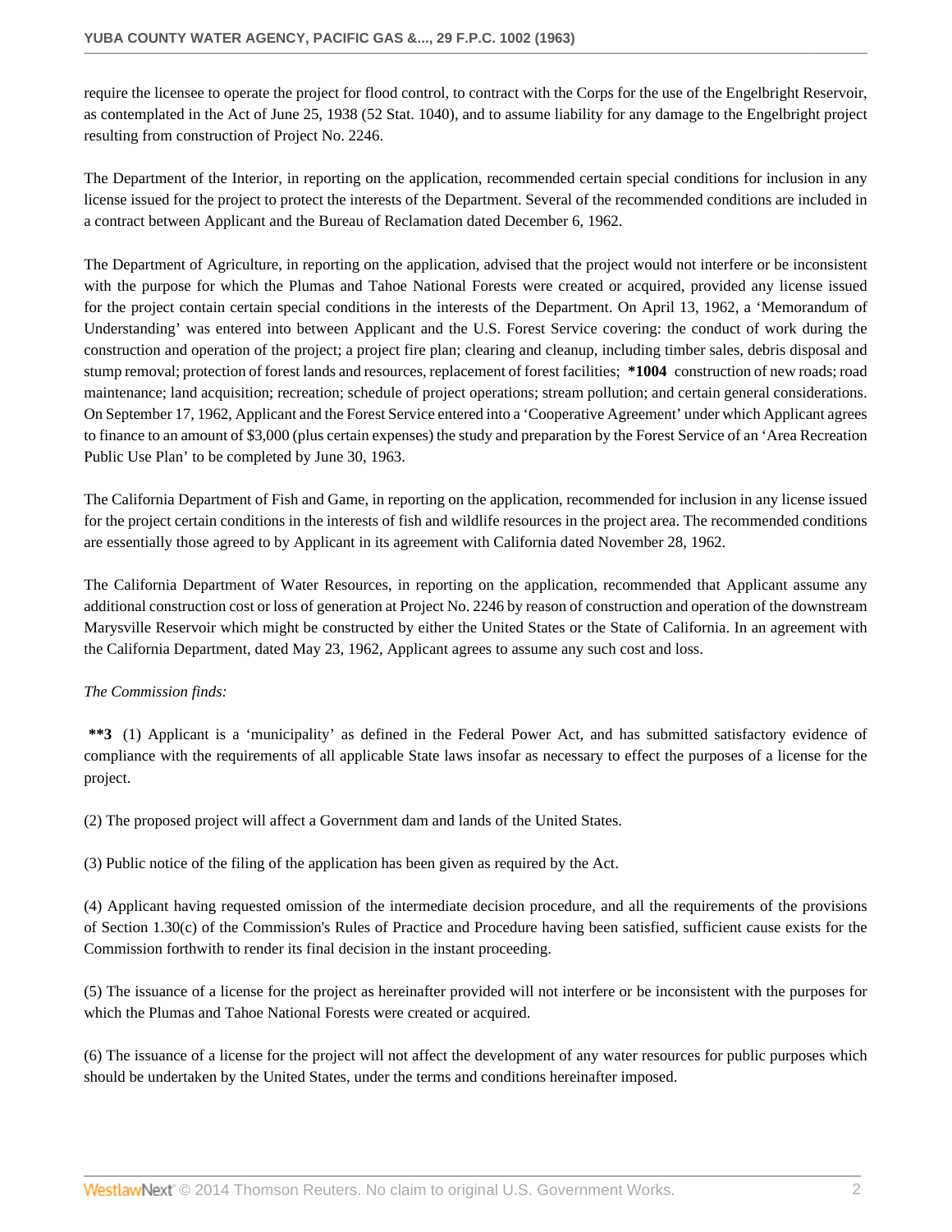require the licensee to operate the project for flood control, to contract with the Corps for the use of the Engelbright Reservoir, as contemplated in the Act of June 25, 1938 (52 Stat. 1040), and to assume liability for any damage to the Engelbright project resulting from construction of Project No. 2246.

The Department of the Interior, in reporting on the application, recommended certain special conditions for inclusion in any license issued for the project to protect the interests of the Department. Several of the recommended conditions are included in a contract between Applicant and the Bureau of Reclamation dated December 6, 1962.

The Department of Agriculture, in reporting on the application, advised that the project would not interfere or be inconsistent with the purpose for which the Plumas and Tahoe National Forests were created or acquired, provided any license issued for the project contain certain special conditions in the interests of the Department. On April 13, 1962, a 'Memorandum of Understanding' was entered into between Applicant and the U.S. Forest Service covering: the conduct of work during the construction and operation of the project; a project fire plan; clearing and cleanup, including timber sales, debris disposal and stump removal; protection of forest lands and resources, replacement of forest facilities; **\*1004** construction of new roads; road maintenance; land acquisition; recreation; schedule of project operations; stream pollution; and certain general considerations. On September 17, 1962, Applicant and the Forest Service entered into a 'Cooperative Agreement' under which Applicant agrees to finance to an amount of $3,000 (plus certain expenses) the study and preparation by the Forest Service of an 'Area Recreation Public Use Plan' to be completed by June 30, 1963.

The California Department of Fish and Game, in reporting on the application, recommended for inclusion in any license issued for the project certain conditions in the interests of fish and wildlife resources in the project area. The recommended conditions are essentially those agreed to by Applicant in its agreement with California dated November 28, 1962.

The California Department of Water Resources, in reporting on the application, recommended that Applicant assume any additional construction cost or loss of generation at Project No. 2246 by reason of construction and operation of the downstream Marysville Reservoir which might be constructed by either the United States or the State of California. In an agreement with the California Department, dated May 23, 1962, Applicant agrees to assume any such cost and loss.

*The Commission finds:*

**\*\*3** (1) Applicant is a 'municipality' as defined in the Federal Power Act, and has submitted satisfactory evidence of compliance with the requirements of all applicable State laws insofar as necessary to effect the purposes of a license for the project.

(2) The proposed project will affect a Government dam and lands of the United States.

(3) Public notice of the filing of the application has been given as required by the Act.

(4) Applicant having requested omission of the intermediate decision procedure, and all the requirements of the provisions of Section 1.30(c) of the Commission's Rules of Practice and Procedure having been satisfied, sufficient cause exists for the Commission forthwith to render its final decision in the instant proceeding.

(5) The issuance of a license for the project as hereinafter provided will not interfere or be inconsistent with the purposes for which the Plumas and Tahoe National Forests were created or acquired.

(6) The issuance of a license for the project will not affect the development of any water resources for public purposes which should be undertaken by the United States, under the terms and conditions hereinafter imposed.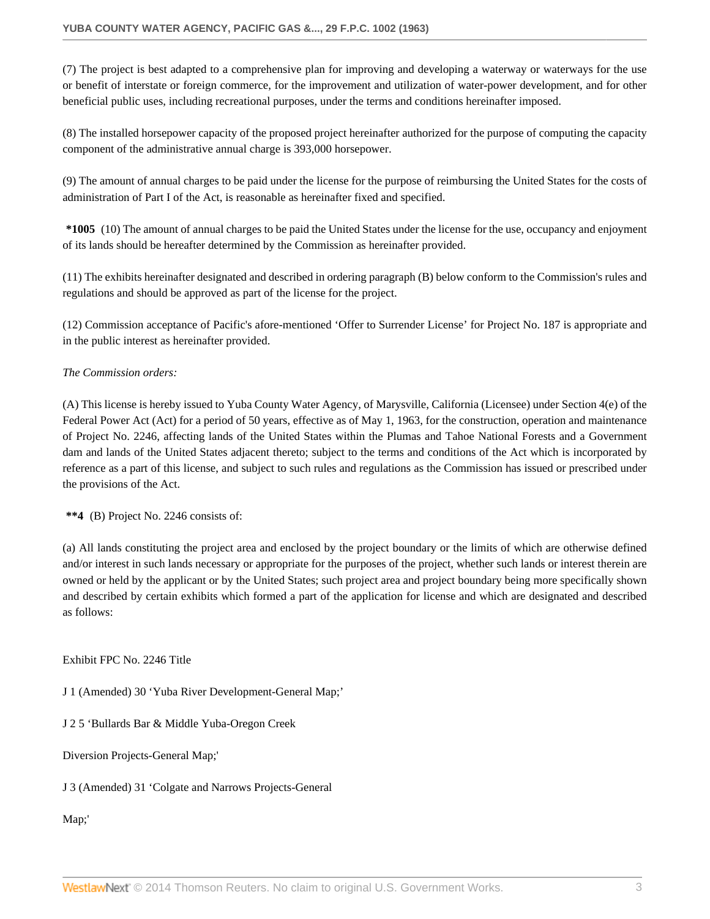(7) The project is best adapted to a comprehensive plan for improving and developing a waterway or waterways for the use or benefit of interstate or foreign commerce, for the improvement and utilization of water-power development, and for other beneficial public uses, including recreational purposes, under the terms and conditions hereinafter imposed.

(8) The installed horsepower capacity of the proposed project hereinafter authorized for the purpose of computing the capacity component of the administrative annual charge is 393,000 horsepower.

(9) The amount of annual charges to be paid under the license for the purpose of reimbursing the United States for the costs of administration of Part I of the Act, is reasonable as hereinafter fixed and specified.

**\*1005** (10) The amount of annual charges to be paid the United States under the license for the use, occupancy and enjoyment of its lands should be hereafter determined by the Commission as hereinafter provided.

(11) The exhibits hereinafter designated and described in ordering paragraph (B) below conform to the Commission's rules and regulations and should be approved as part of the license for the project.

(12) Commission acceptance of Pacific's afore-mentioned 'Offer to Surrender License' for Project No. 187 is appropriate and in the public interest as hereinafter provided.

*The Commission orders:*

(A) This license is hereby issued to Yuba County Water Agency, of Marysville, California (Licensee) under Section 4(e) of the Federal Power Act (Act) for a period of 50 years, effective as of May 1, 1963, for the construction, operation and maintenance of Project No. 2246, affecting lands of the United States within the Plumas and Tahoe National Forests and a Government dam and lands of the United States adjacent thereto; subject to the terms and conditions of the Act which is incorporated by reference as a part of this license, and subject to such rules and regulations as the Commission has issued or prescribed under the provisions of the Act.

**\*\*4** (B) Project No. 2246 consists of:

(a) All lands constituting the project area and enclosed by the project boundary or the limits of which are otherwise defined and/or interest in such lands necessary or appropriate for the purposes of the project, whether such lands or interest therein are owned or held by the applicant or by the United States; such project area and project boundary being more specifically shown and described by certain exhibits which formed a part of the application for license and which are designated and described as follows:

Exhibit FPC No. 2246 Title

J 1 (Amended) 30 'Yuba River Development-General Map;'

J 2 5 'Bullards Bar & Middle Yuba-Oregon Creek

Diversion Projects-General Map;'

J 3 (Amended) 31 'Colgate and Narrows Projects-General

Map;'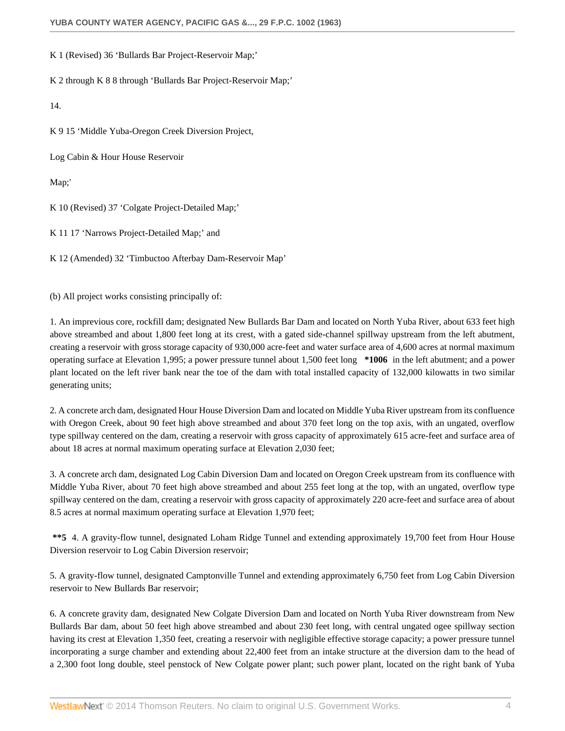K 1 (Revised) 36 'Bullards Bar Project-Reservoir Map;'

K 2 through K 8 8 through 'Bullards Bar Project-Reservoir Map;'

14.

K 9 15 'Middle Yuba-Oregon Creek Diversion Project,

Log Cabin & Hour House Reservoir

Map;'

K 10 (Revised) 37 'Colgate Project-Detailed Map;'

K 11 17 'Narrows Project-Detailed Map;' and

K 12 (Amended) 32 'Timbuctoo Afterbay Dam-Reservoir Map'

(b) All project works consisting principally of:

1. An impervious core, rockfill dam; designated New Bullards Bar Dam and located on North Yuba River, about 633 feet high above streambed and about 1,800 feet long at its crest, with a gated side-channel spillway upstream from the left abutment, creating a reservoir with gross storage capacity of 930,000 acre-feet and water surface area of 4,600 acres at normal maximum operating surface at Elevation 1,995; a power pressure tunnel about 1,500 feet long **\*1006** in the left abutment; and a power plant located on the left river bank near the toe of the dam with total installed capacity of 132,000 kilowatts in two similar generating units;

2. A concrete arch dam, designated Hour House Diversion Dam and located on Middle Yuba River upstream from its confluence with Oregon Creek, about 90 feet high above streambed and about 370 feet long on the top axis, with an ungated, overflow type spillway centered on the dam, creating a reservoir with gross capacity of approximately 615 acre-feet and surface area of about 18 acres at normal maximum operating surface at Elevation 2,030 feet;

3. A concrete arch dam, designated Log Cabin Diversion Dam and located on Oregon Creek upstream from its confluence with Middle Yuba River, about 70 feet high above streambed and about 255 feet long at the top, with an ungated, overflow type spillway centered on the dam, creating a reservoir with gross capacity of approximately 220 acre-feet and surface area of about 8.5 acres at normal maximum operating surface at Elevation 1,970 feet;

**\*\*5** 4. A gravity-flow tunnel, designated Loham Ridge Tunnel and extending approximately 19,700 feet from Hour House Diversion reservoir to Log Cabin Diversion reservoir;

5. A gravity-flow tunnel, designated Camptonville Tunnel and extending approximately 6,750 feet from Log Cabin Diversion reservoir to New Bullards Bar reservoir;

6. A concrete gravity dam, designated New Colgate Diversion Dam and located on North Yuba River downstream from New Bullards Bar dam, about 50 feet high above streambed and about 230 feet long, with central ungated ogee spillway section having its crest at Elevation 1,350 feet, creating a reservoir with negligible effective storage capacity; a power pressure tunnel incorporating a surge chamber and extending about 22,400 feet from an intake structure at the diversion dam to the head of a 2,300 foot long double, steel penstock of New Colgate power plant; such power plant, located on the right bank of Yuba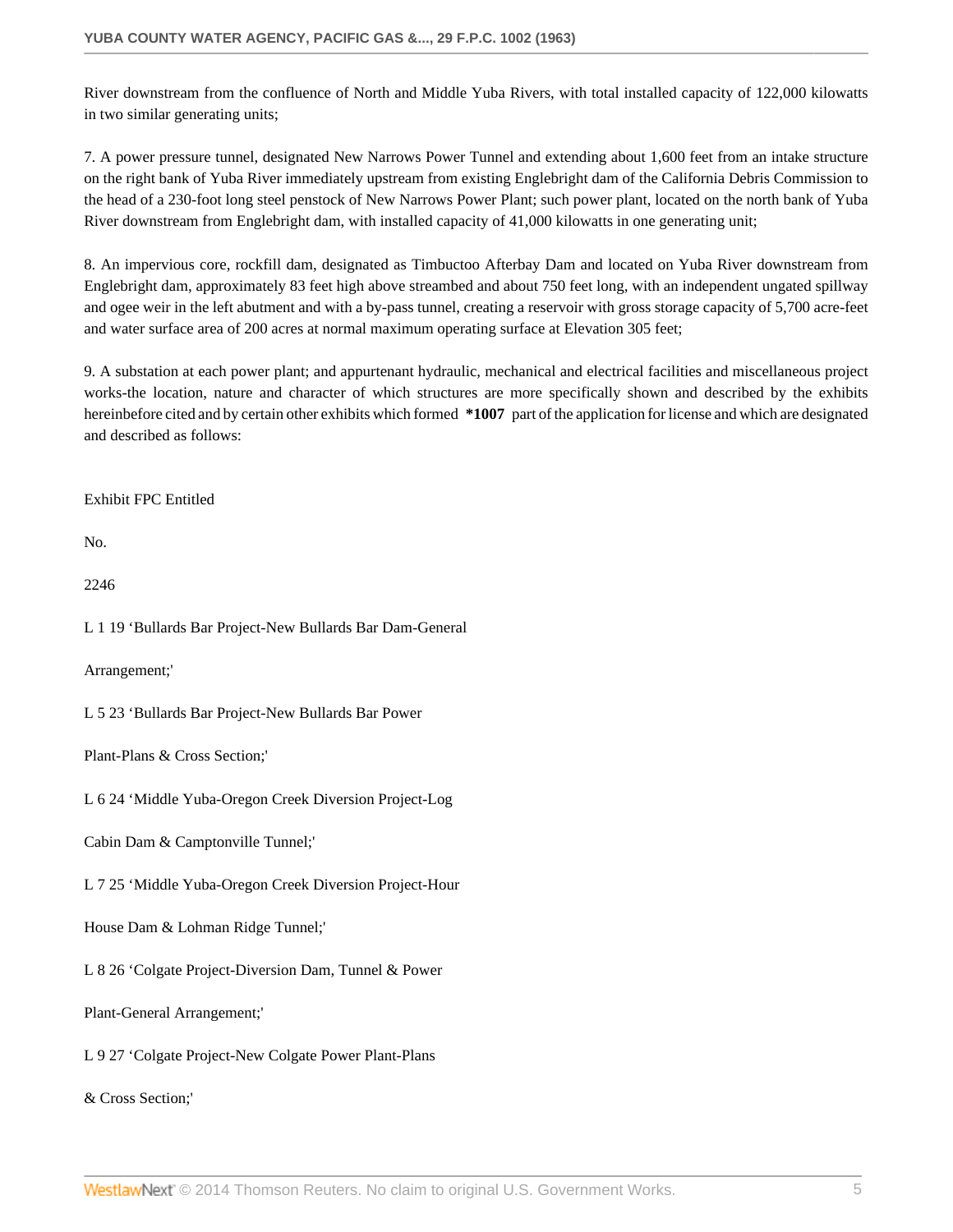River downstream from the confluence of North and Middle Yuba Rivers, with total installed capacity of 122,000 kilowatts in two similar generating units;

7. A power pressure tunnel, designated New Narrows Power Tunnel and extending about 1,600 feet from an intake structure on the right bank of Yuba River immediately upstream from existing Englebright dam of the California Debris Commission to the head of a 230-foot long steel penstock of New Narrows Power Plant; such power plant, located on the north bank of Yuba River downstream from Englebright dam, with installed capacity of 41,000 kilowatts in one generating unit;

8. An impervious core, rockfill dam, designated as Timbuctoo Afterbay Dam and located on Yuba River downstream from Englebright dam, approximately 83 feet high above streambed and about 750 feet long, with an independent ungated spillway and ogee weir in the left abutment and with a by-pass tunnel, creating a reservoir with gross storage capacity of 5,700 acre-feet and water surface area of 200 acres at normal maximum operating surface at Elevation 305 feet;

9. A substation at each power plant; and appurtenant hydraulic, mechanical and electrical facilities and miscellaneous project works-the location, nature and character of which structures are more specifically shown and described by the exhibits hereinbefore cited and by certain other exhibits which formed **\*1007** part of the application for license and which are designated and described as follows:

Exhibit FPC Entitled

No.

2246

L 1 19 'Bullards Bar Project-New Bullards Bar Dam-General

Arrangement;'

L 5 23 'Bullards Bar Project-New Bullards Bar Power

Plant-Plans & Cross Section;'

L 6 24 'Middle Yuba-Oregon Creek Diversion Project-Log

Cabin Dam & Camptonville Tunnel;'

L 7 25 'Middle Yuba-Oregon Creek Diversion Project-Hour

House Dam & Lohman Ridge Tunnel;'

L 8 26 'Colgate Project-Diversion Dam, Tunnel & Power

Plant-General Arrangement;'

L 9 27 'Colgate Project-New Colgate Power Plant-Plans

& Cross Section;'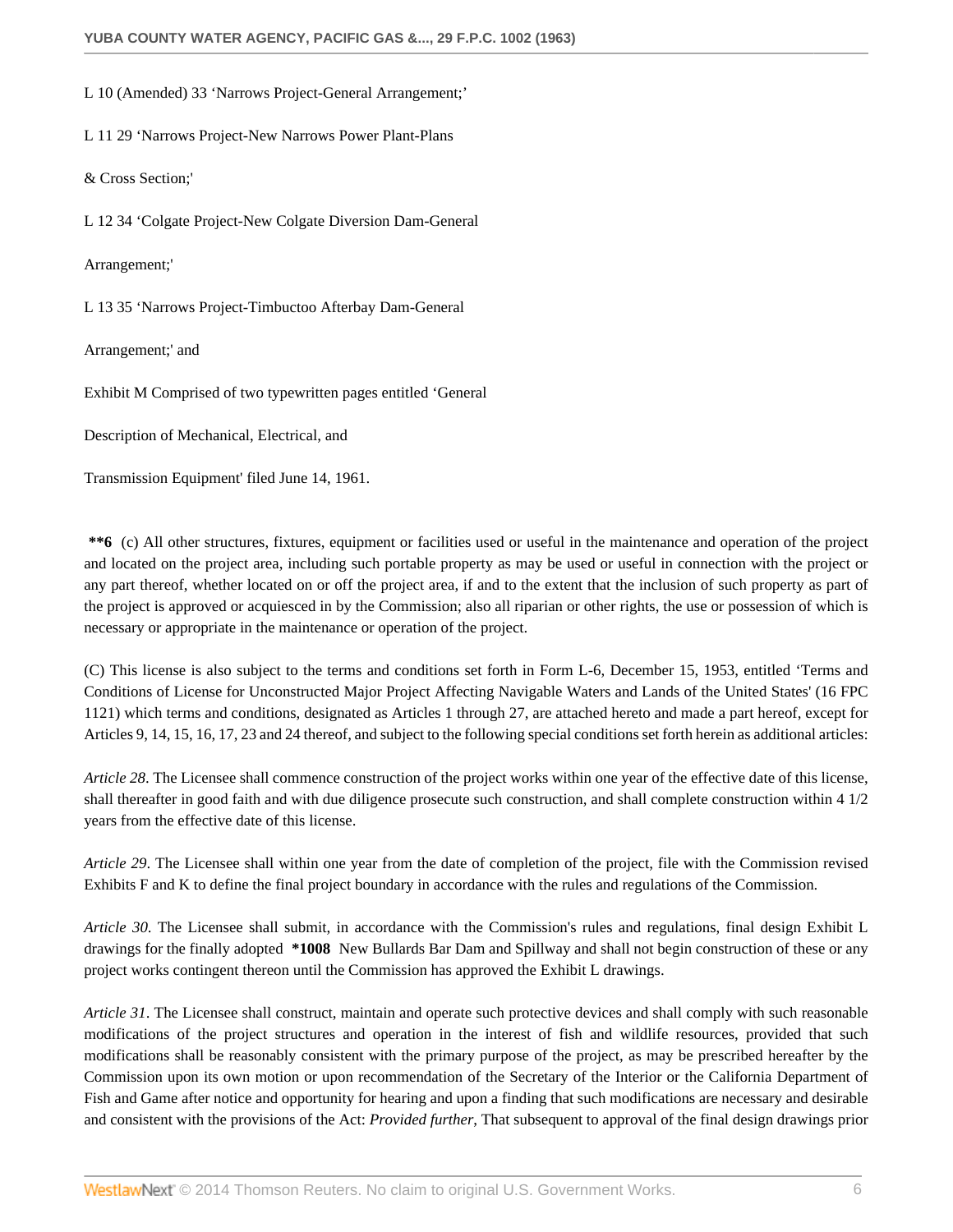L 10 (Amended) 33 'Narrows Project-General Arrangement;'

L 11 29 'Narrows Project-New Narrows Power Plant-Plans

& Cross Section;'

L 12 34 'Colgate Project-New Colgate Diversion Dam-General

Arrangement;'

L 13 35 'Narrows Project-Timbuctoo Afterbay Dam-General

Arrangement;' and

Exhibit M Comprised of two typewritten pages entitled 'General

Description of Mechanical, Electrical, and

Transmission Equipment' filed June 14, 1961.

**\*\*6** (c) All other structures, fixtures, equipment or facilities used or useful in the maintenance and operation of the project and located on the project area, including such portable property as may be used or useful in connection with the project or any part thereof, whether located on or off the project area, if and to the extent that the inclusion of such property as part of the project is approved or acquiesced in by the Commission; also all riparian or other rights, the use or possession of which is necessary or appropriate in the maintenance or operation of the project.

(C) This license is also subject to the terms and conditions set forth in Form L-6, December 15, 1953, entitled 'Terms and Conditions of License for Unconstructed Major Project Affecting Navigable Waters and Lands of the United States' (16 FPC 1121) which terms and conditions, designated as Articles 1 through 27, are attached hereto and made a part hereof, except for Articles 9, 14, 15, 16, 17, 23 and 24 thereof, and subject to the following special conditions set forth herein as additional articles:

*Article 28*. The Licensee shall commence construction of the project works within one year of the effective date of this license, shall thereafter in good faith and with due diligence prosecute such construction, and shall complete construction within 4 1/2 years from the effective date of this license.

*Article 29*. The Licensee shall within one year from the date of completion of the project, file with the Commission revised Exhibits F and K to define the final project boundary in accordance with the rules and regulations of the Commission.

*Article 30*. The Licensee shall submit, in accordance with the Commission's rules and regulations, final design Exhibit L drawings for the finally adopted **\*1008** New Bullards Bar Dam and Spillway and shall not begin construction of these or any project works contingent thereon until the Commission has approved the Exhibit L drawings.

*Article 31*. The Licensee shall construct, maintain and operate such protective devices and shall comply with such reasonable modifications of the project structures and operation in the interest of fish and wildlife resources, provided that such modifications shall be reasonably consistent with the primary purpose of the project, as may be prescribed hereafter by the Commission upon its own motion or upon recommendation of the Secretary of the Interior or the California Department of Fish and Game after notice and opportunity for hearing and upon a finding that such modifications are necessary and desirable and consistent with the provisions of the Act: *Provided further*, That subsequent to approval of the final design drawings prior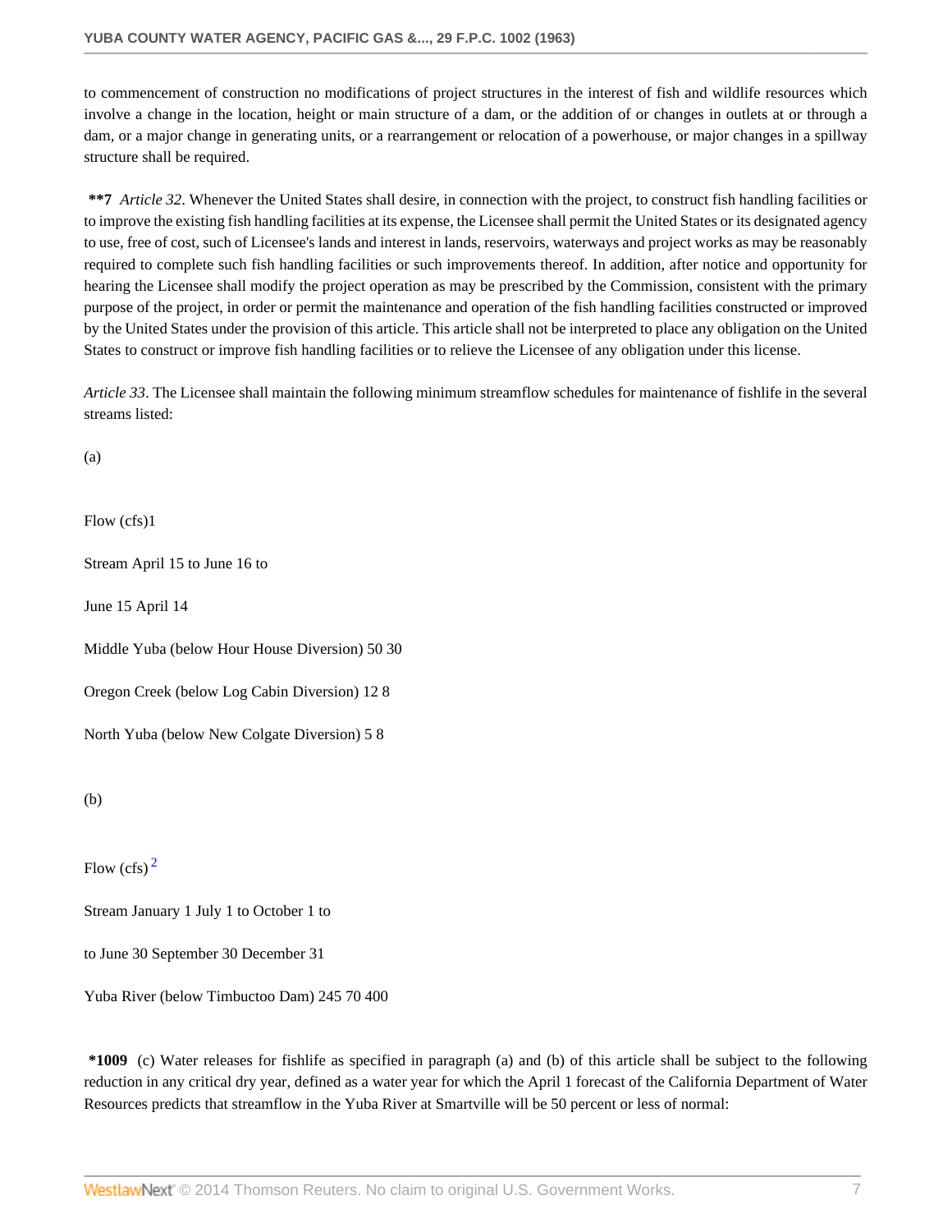to commencement of construction no modifications of project structures in the interest of fish and wildlife resources which involve a change in the location, height or main structure of a dam, or the addition of or changes in outlets at or through a dam, or a major change in generating units, or a rearrangement or relocation of a powerhouse, or major changes in a spillway structure shall be required.

**\*\*7** *Article 32*. Whenever the United States shall desire, in connection with the project, to construct fish handling facilities or to improve the existing fish handling facilities at its expense, the Licensee shall permit the United States or its designated agency to use, free of cost, such of Licensee's lands and interest in lands, reservoirs, waterways and project works as may be reasonably required to complete such fish handling facilities or such improvements thereof. In addition, after notice and opportunity for hearing the Licensee shall modify the project operation as may be prescribed by the Commission, consistent with the primary purpose of the project, in order or permit the maintenance and operation of the fish handling facilities constructed or improved by the United States under the provision of this article. This article shall not be interpreted to place any obligation on the United States to construct or improve fish handling facilities or to relieve the Licensee of any obligation under this license.

*Article 33*. The Licensee shall maintain the following minimum streamflow schedules for maintenance of fishlife in the several streams listed:

(a)

| Stream | Flow (cfs)[1] April 15 to June 15 | June 16 to April 14 |
|---|---|---|
| Middle Yuba (below Hour House Diversion) | 50 | 30 |
| Oregon Creek (below Log Cabin Diversion) | 12 | 8 |
| North Yuba (below New Colgate Diversion) | 5 | 8 |

(b)

| Stream | Flow (cfs)[2] January 1 to June 30 | July 1 to September 30 | October 1 to December 31 |
|---|---|---|---|
| Yuba River (below Timbuctoo Dam) | 245 | 70 | 400 |

**\*1009** (c) Water releases for fishlife as specified in paragraph (a) and (b) of this article shall be subject to the following reduction in any critical dry year, defined as a water year for which the April 1 forecast of the California Department of Water Resources predicts that streamflow in the Yuba River at Smartville will be 50 percent or less of normal: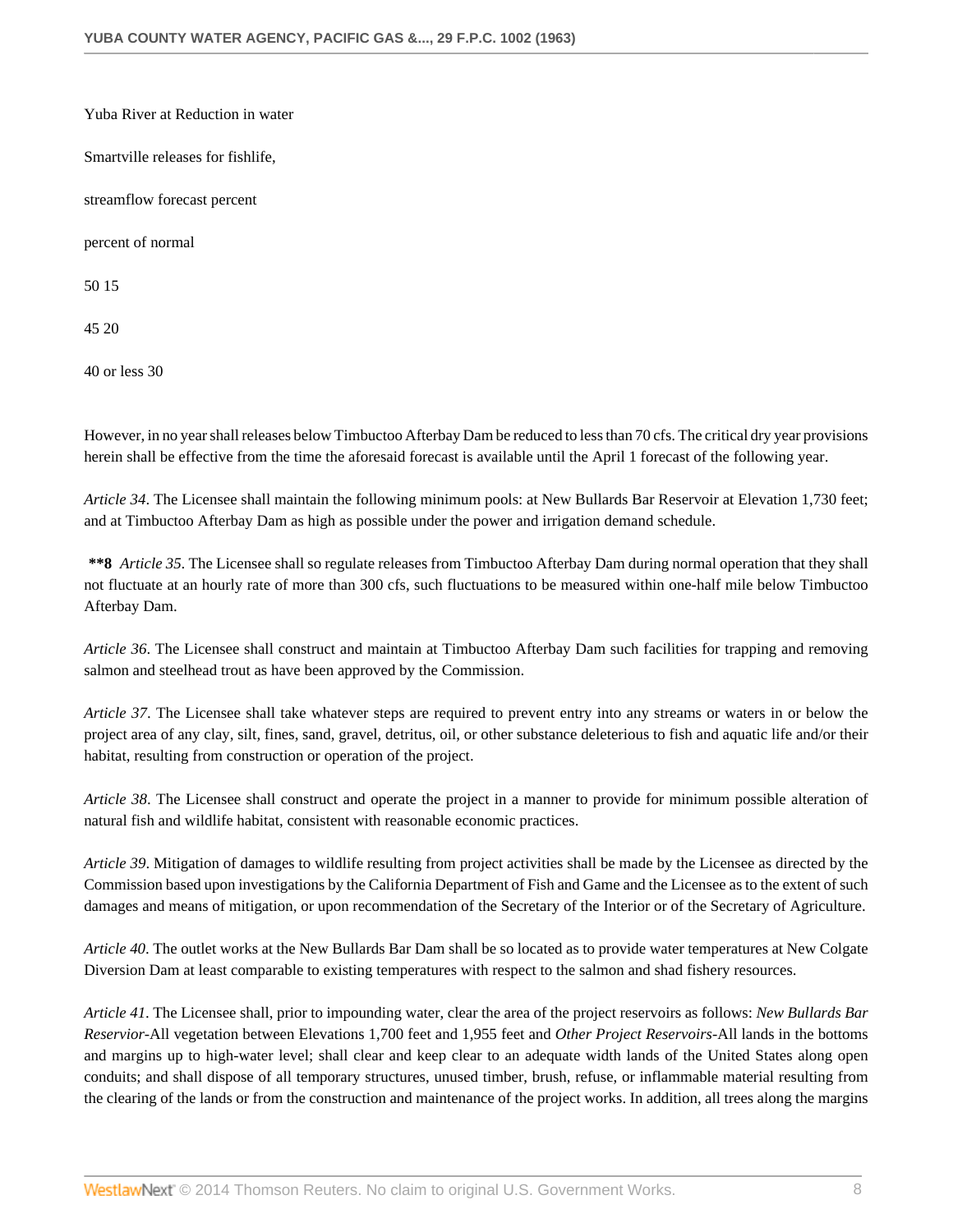Yuba River at Reduction in water

Smartville releases for fishlife,

streamflow forecast percent

percent of normal

50 15

45 20

40 or less 30

However, in no year shall releases below Timbuctoo Afterbay Dam be reduced to less than 70 cfs. The critical dry year provisions herein shall be effective from the time the aforesaid forecast is available until the April 1 forecast of the following year.

*Article 34*. The Licensee shall maintain the following minimum pools: at New Bullards Bar Reservoir at Elevation 1,730 feet; and at Timbuctoo Afterbay Dam as high as possible under the power and irrigation demand schedule.

**\*\*8** *Article 35*. The Licensee shall so regulate releases from Timbuctoo Afterbay Dam during normal operation that they shall not fluctuate at an hourly rate of more than 300 cfs, such fluctuations to be measured within one-half mile below Timbuctoo Afterbay Dam.

*Article 36*. The Licensee shall construct and maintain at Timbuctoo Afterbay Dam such facilities for trapping and removing salmon and steelhead trout as have been approved by the Commission.

*Article 37*. The Licensee shall take whatever steps are required to prevent entry into any streams or waters in or below the project area of any clay, silt, fines, sand, gravel, detritus, oil, or other substance deleterious to fish and aquatic life and/or their habitat, resulting from construction or operation of the project.

*Article 38*. The Licensee shall construct and operate the project in a manner to provide for minimum possible alteration of natural fish and wildlife habitat, consistent with reasonable economic practices.

*Article 39*. Mitigation of damages to wildlife resulting from project activities shall be made by the Licensee as directed by the Commission based upon investigations by the California Department of Fish and Game and the Licensee as to the extent of such damages and means of mitigation, or upon recommendation of the Secretary of the Interior or of the Secretary of Agriculture.

*Article 40*. The outlet works at the New Bullards Bar Dam shall be so located as to provide water temperatures at New Colgate Diversion Dam at least comparable to existing temperatures with respect to the salmon and shad fishery resources.

*Article 41*. The Licensee shall, prior to impounding water, clear the area of the project reservoirs as follows: *New Bullards Bar Reservior*-All vegetation between Elevations 1,700 feet and 1,955 feet and *Other Project Reservoirs*-All lands in the bottoms and margins up to high-water level; shall clear and keep clear to an adequate width lands of the United States along open conduits; and shall dispose of all temporary structures, unused timber, brush, refuse, or inflammable material resulting from the clearing of the lands or from the construction and maintenance of the project works. In addition, all trees along the margins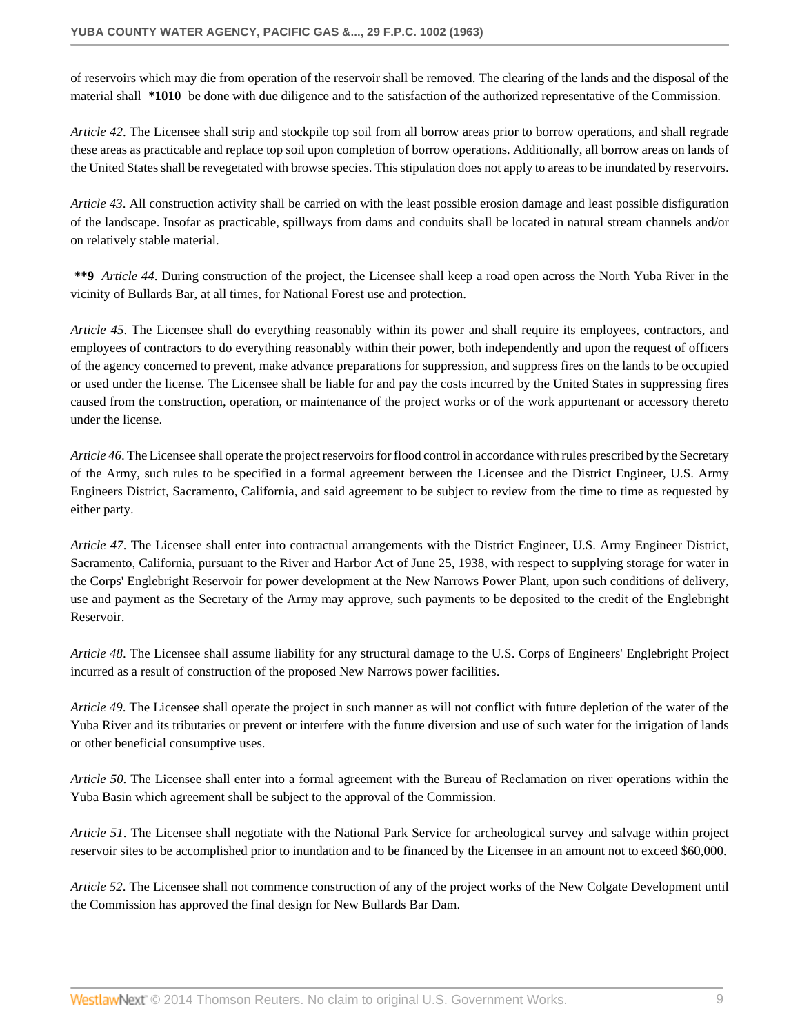of reservoirs which may die from operation of the reservoir shall be removed. The clearing of the lands and the disposal of the material shall **\*1010** be done with due diligence and to the satisfaction of the authorized representative of the Commission.

*Article 42*. The Licensee shall strip and stockpile top soil from all borrow areas prior to borrow operations, and shall regrade these areas as practicable and replace top soil upon completion of borrow operations. Additionally, all borrow areas on lands of the United States shall be revegetated with browse species. This stipulation does not apply to areas to be inundated by reservoirs.

*Article 43*. All construction activity shall be carried on with the least possible erosion damage and least possible disfiguration of the landscape. Insofar as practicable, spillways from dams and conduits shall be located in natural stream channels and/or on relatively stable material.

**\*\*9** *Article 44*. During construction of the project, the Licensee shall keep a road open across the North Yuba River in the vicinity of Bullards Bar, at all times, for National Forest use and protection.

*Article 45*. The Licensee shall do everything reasonably within its power and shall require its employees, contractors, and employees of contractors to do everything reasonably within their power, both independently and upon the request of officers of the agency concerned to prevent, make advance preparations for suppression, and suppress fires on the lands to be occupied or used under the license. The Licensee shall be liable for and pay the costs incurred by the United States in suppressing fires caused from the construction, operation, or maintenance of the project works or of the work appurtenant or accessory thereto under the license.

*Article 46*. The Licensee shall operate the project reservoirs for flood control in accordance with rules prescribed by the Secretary of the Army, such rules to be specified in a formal agreement between the Licensee and the District Engineer, U.S. Army Engineers District, Sacramento, California, and said agreement to be subject to review from the time to time as requested by either party.

*Article 47*. The Licensee shall enter into contractual arrangements with the District Engineer, U.S. Army Engineer District, Sacramento, California, pursuant to the River and Harbor Act of June 25, 1938, with respect to supplying storage for water in the Corps' Englebright Reservoir for power development at the New Narrows Power Plant, upon such conditions of delivery, use and payment as the Secretary of the Army may approve, such payments to be deposited to the credit of the Englebright Reservoir.

*Article 48*. The Licensee shall assume liability for any structural damage to the U.S. Corps of Engineers' Englebright Project incurred as a result of construction of the proposed New Narrows power facilities.

*Article 49*. The Licensee shall operate the project in such manner as will not conflict with future depletion of the water of the Yuba River and its tributaries or prevent or interfere with the future diversion and use of such water for the irrigation of lands or other beneficial consumptive uses.

*Article 50*. The Licensee shall enter into a formal agreement with the Bureau of Reclamation on river operations within the Yuba Basin which agreement shall be subject to the approval of the Commission.

*Article 51*. The Licensee shall negotiate with the National Park Service for archeological survey and salvage within project reservoir sites to be accomplished prior to inundation and to be financed by the Licensee in an amount not to exceed $60,000.

*Article 52*. The Licensee shall not commence construction of any of the project works of the New Colgate Development until the Commission has approved the final design for New Bullards Bar Dam.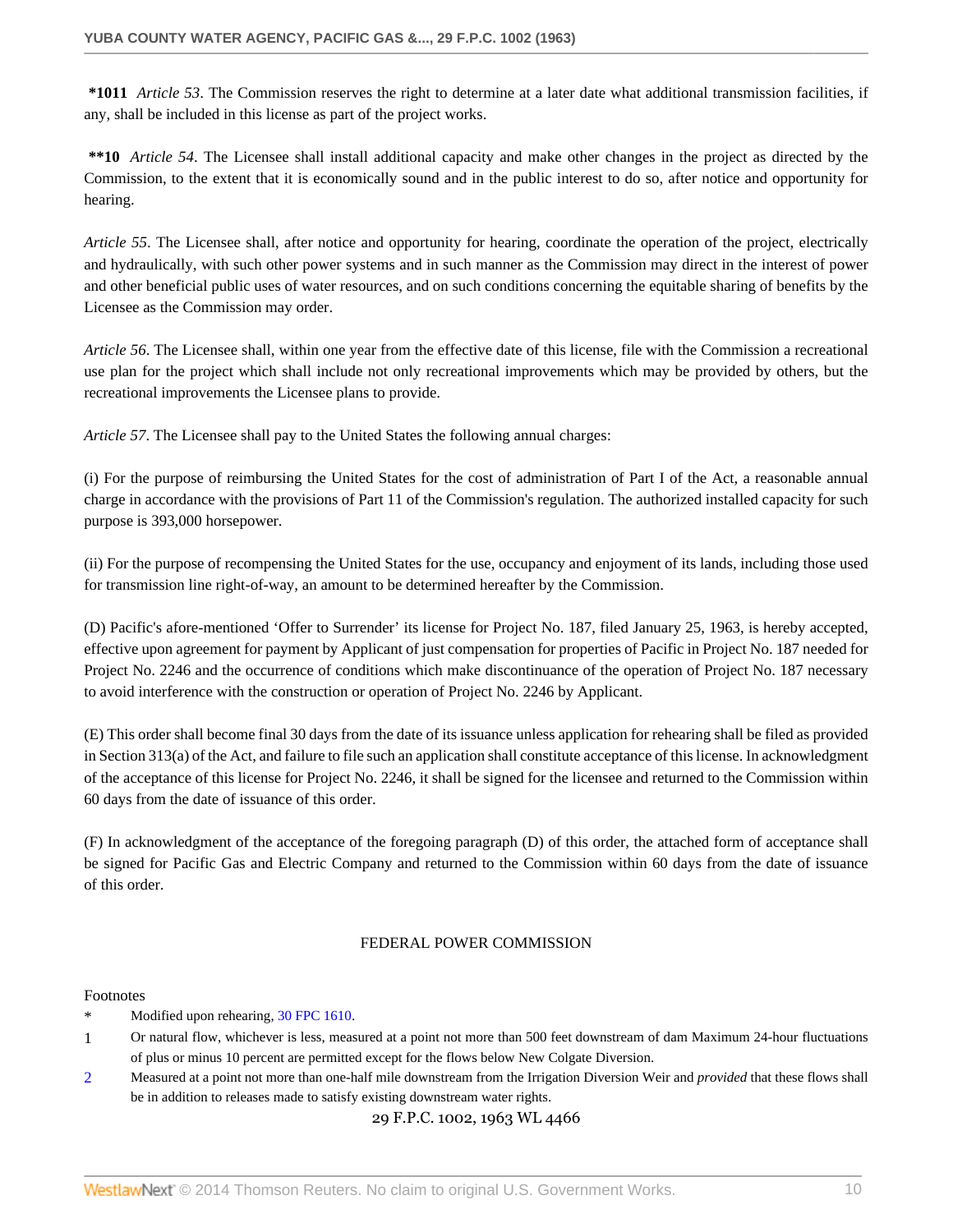**\*1011** *Article 53*. The Commission reserves the right to determine at a later date what additional transmission facilities, if any, shall be included in this license as part of the project works.

**\*\*10** *Article 54*. The Licensee shall install additional capacity and make other changes in the project as directed by the Commission, to the extent that it is economically sound and in the public interest to do so, after notice and opportunity for hearing.

*Article 55*. The Licensee shall, after notice and opportunity for hearing, coordinate the operation of the project, electrically and hydraulically, with such other power systems and in such manner as the Commission may direct in the interest of power and other beneficial public uses of water resources, and on such conditions concerning the equitable sharing of benefits by the Licensee as the Commission may order.

*Article 56*. The Licensee shall, within one year from the effective date of this license, file with the Commission a recreational use plan for the project which shall include not only recreational improvements which may be provided by others, but the recreational improvements the Licensee plans to provide.

*Article 57*. The Licensee shall pay to the United States the following annual charges:

(i) For the purpose of reimbursing the United States for the cost of administration of Part I of the Act, a reasonable annual charge in accordance with the provisions of Part 11 of the Commission's regulation. The authorized installed capacity for such purpose is 393,000 horsepower.

(ii) For the purpose of recompensing the United States for the use, occupancy and enjoyment of its lands, including those used for transmission line right-of-way, an amount to be determined hereafter by the Commission.

(D) Pacific's afore-mentioned 'Offer to Surrender' its license for Project No. 187, filed January 25, 1963, is hereby accepted, effective upon agreement for payment by Applicant of just compensation for properties of Pacific in Project No. 187 needed for Project No. 2246 and the occurrence of conditions which make discontinuance of the operation of Project No. 187 necessary to avoid interference with the construction or operation of Project No. 2246 by Applicant.

(E) This order shall become final 30 days from the date of its issuance unless application for rehearing shall be filed as provided in Section 313(a) of the Act, and failure to file such an application shall constitute acceptance of this license. In acknowledgment of the acceptance of this license for Project No. 2246, it shall be signed for the licensee and returned to the Commission within 60 days from the date of issuance of this order.

(F) In acknowledgment of the acceptance of the foregoing paragraph (D) of this order, the attached form of acceptance shall be signed for Pacific Gas and Electric Company and returned to the Commission within 60 days from the date of issuance of this order.

FEDERAL POWER COMMISSION

Footnotes

\* Modified upon rehearing, 30 FPC 1610.

1 Or natural flow, whichever is less, measured at a point not more than 500 feet downstream of dam Maximum 24-hour fluctuations of plus or minus 10 percent are permitted except for the flows below New Colgate Diversion.

2 Measured at a point not more than one-half mile downstream from the Irrigation Diversion Weir and *provided* that these flows shall be in addition to releases made to satisfy existing downstream water rights.

29 F.P.C. 1002, 1963 WL 4466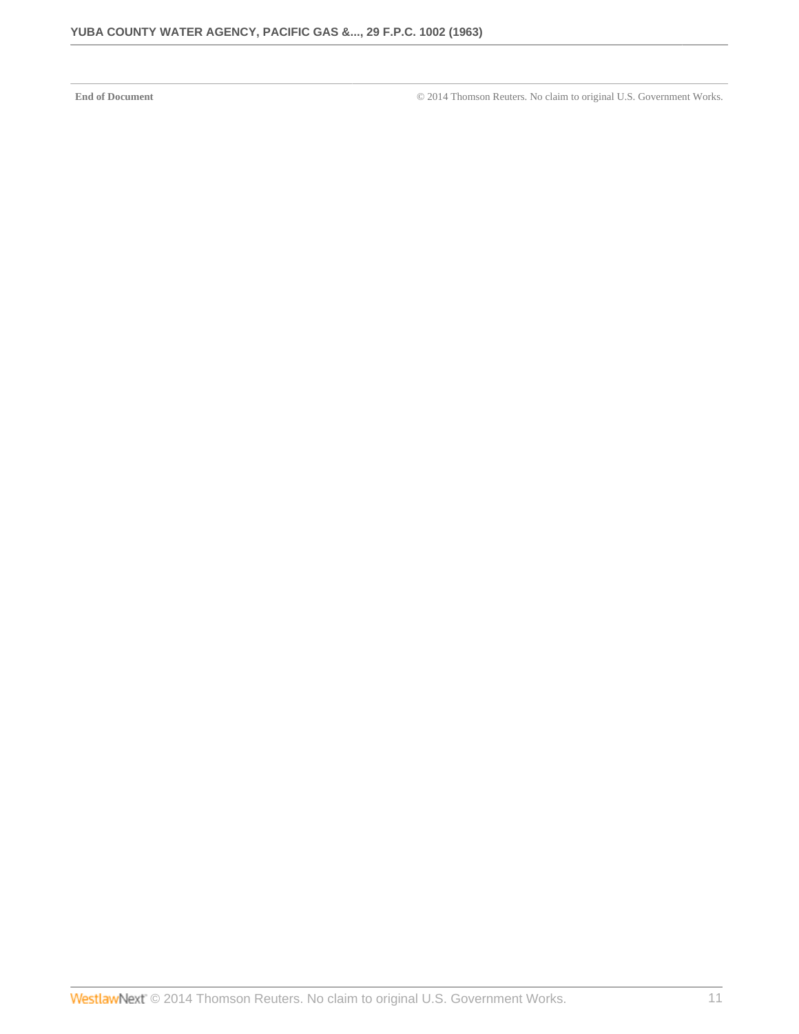End of Document © 2014 Thomson Reuters. No claim to original U.S. Government Works.